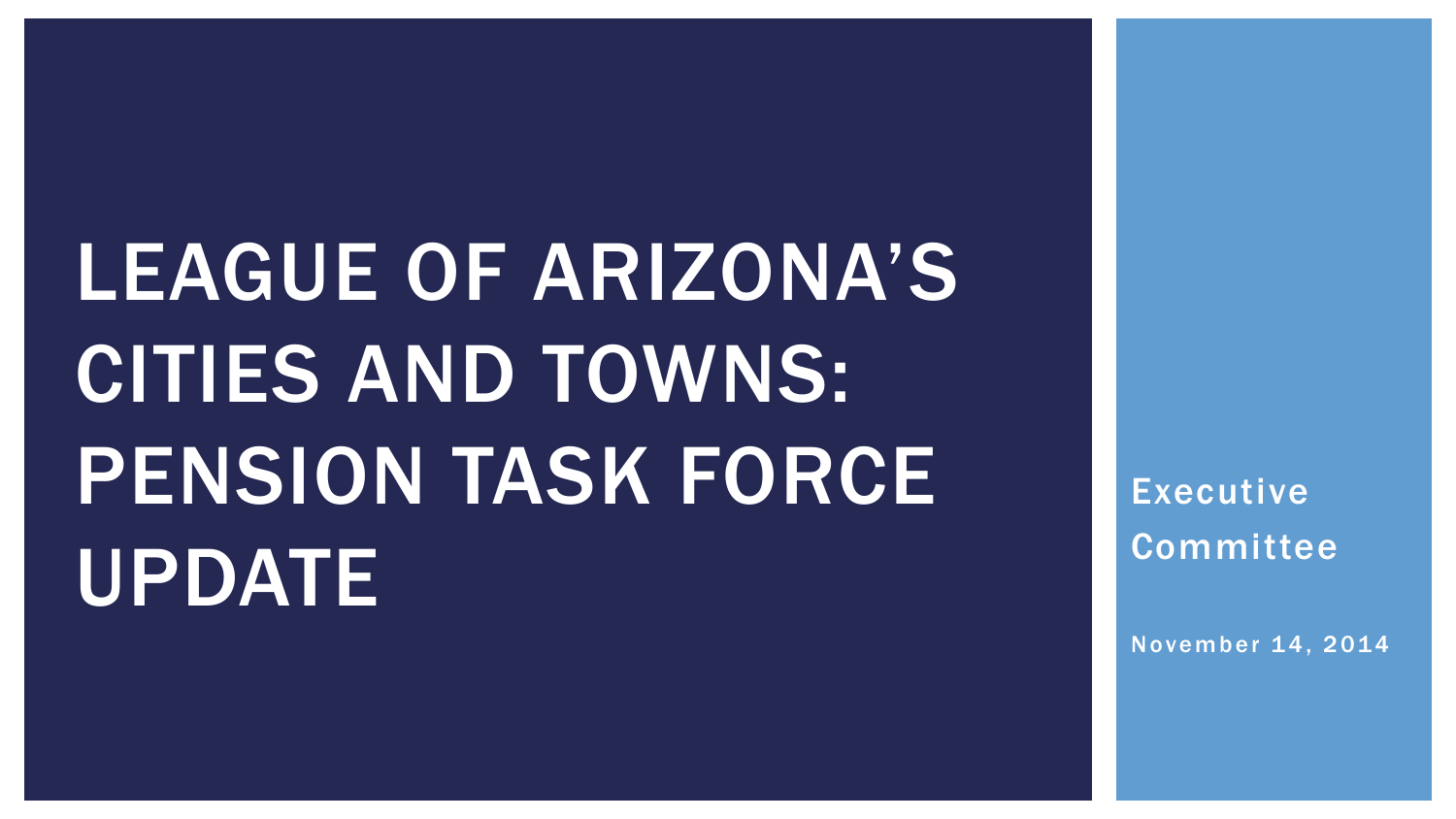# LEAGUE OF ARIZONA'S CITIES AND TOWNS: PENSION TASK FORCE UPDATE

Executive Committee

November 14, 2014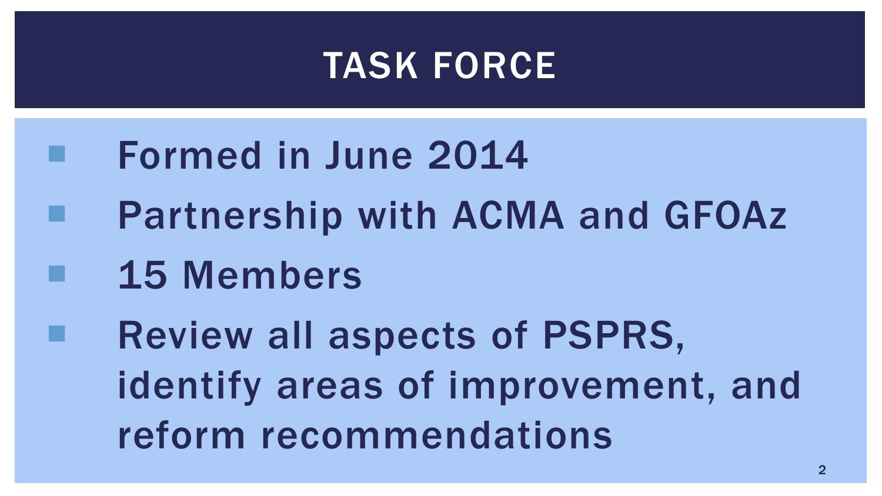# TASK FORCE

- Formed in June 2014
- Partnership with ACMA and GFOAz
- 15 Members
- Review all aspects of PSPRS, identify areas of improvement, and reform recommendations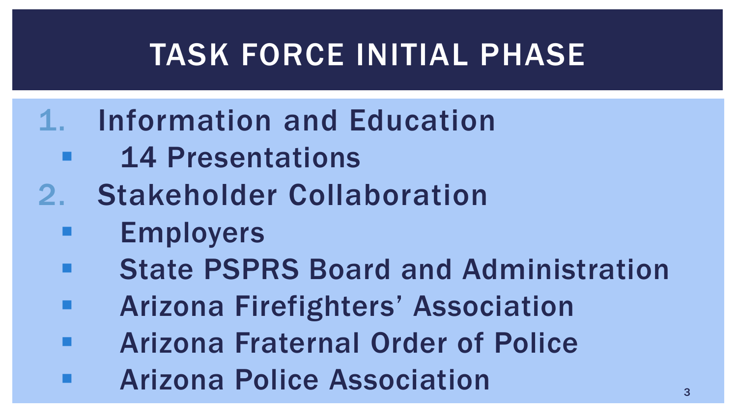# TASK FORCE INITIAL PHASE

1. Information and Education
   - 14 Presentations
2. Stakeholder Collaboration
   - Employers
   - State PSPRS Board and Administration
   - Arizona Firefighters' Association
   - Arizona Fraternal Order of Police
   - Arizona Police Association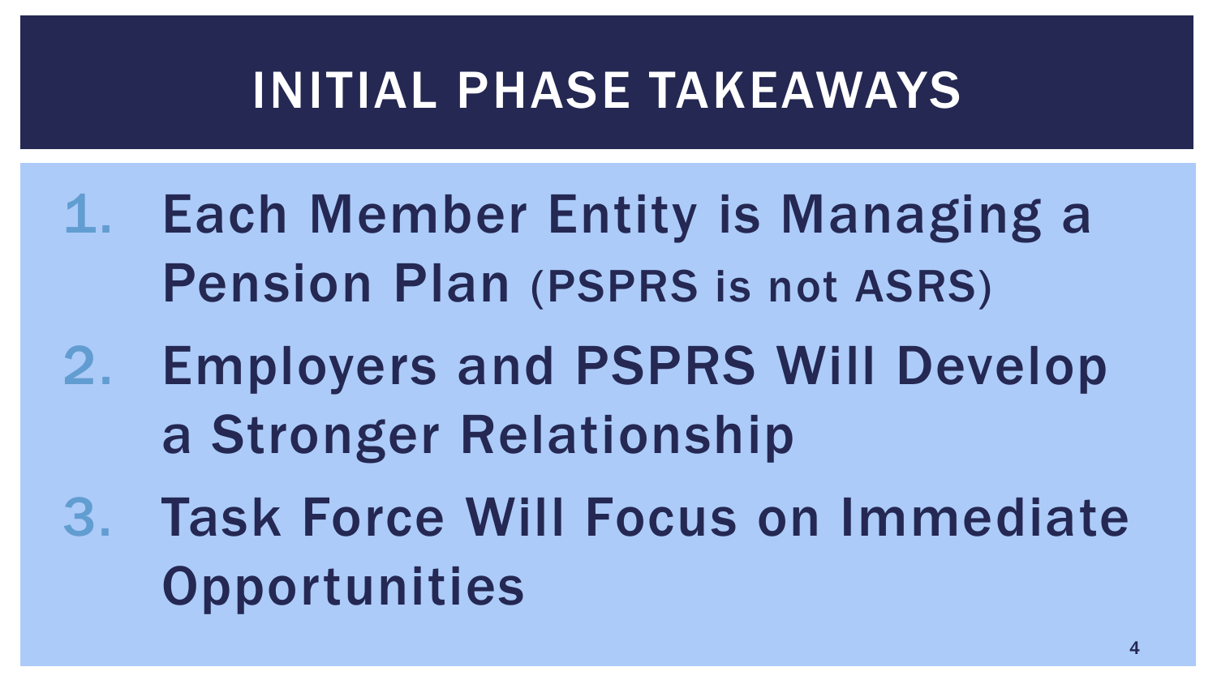# INITIAL PHASE TAKEAWAYS

1. Each Member Entity is Managing a Pension Plan (PSPRS is not ASRS)
2. Employers and PSPRS Will Develop a Stronger Relationship
3. Task Force Will Focus on Immediate Opportunities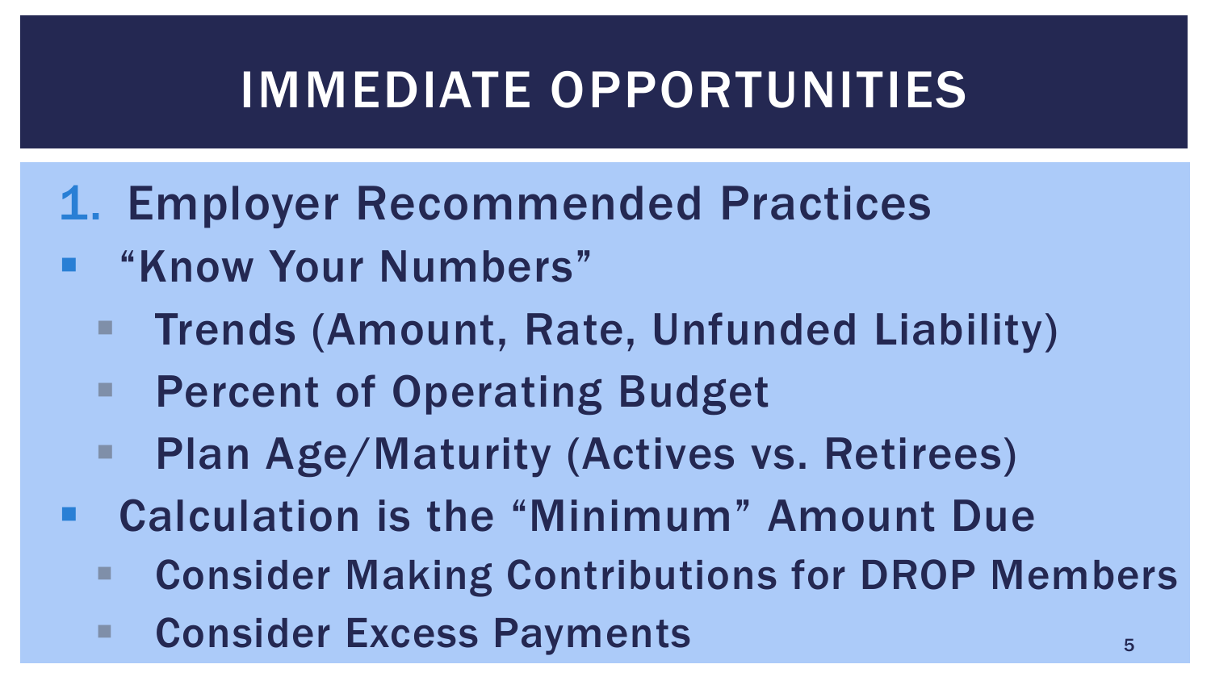# IMMEDIATE OPPORTUNITIES

1. Employer Recommended Practices

- "Know Your Numbers"
  - Trends (Amount, Rate, Unfunded Liability)
  - Percent of Operating Budget
  - Plan Age/Maturity (Actives vs. Retirees)
- Calculation is the "Minimum" Amount Due
  - Consider Making Contributions for DROP Members
  - Consider Excess Payments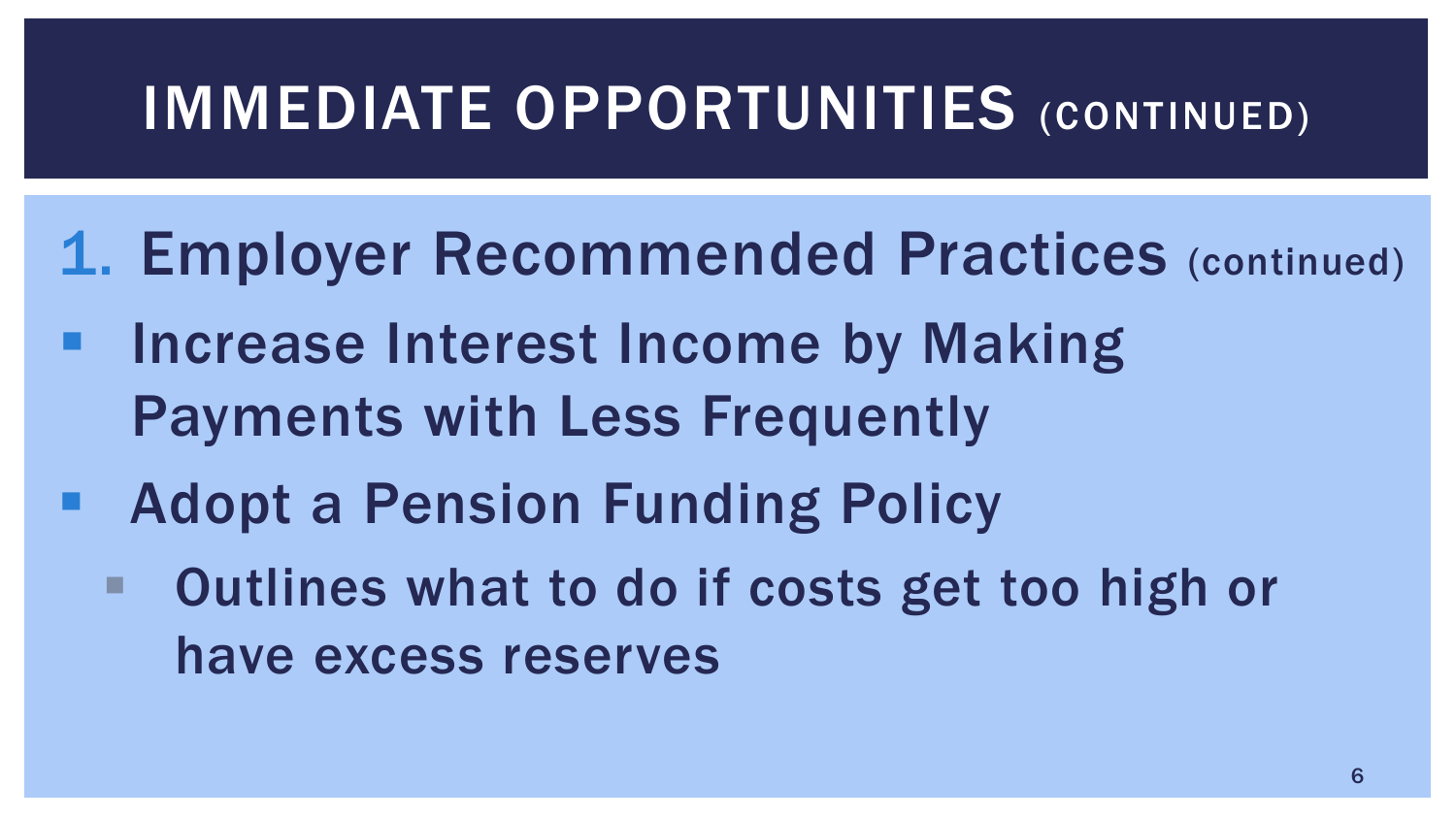# IMMEDIATE OPPORTUNITIES (CONTINUED)

1. Employer Recommended Practices (continued)

- Increase Interest Income by Making Payments with Less Frequently
- Adopt a Pension Funding Policy
  - Outlines what to do if costs get too high or have excess reserves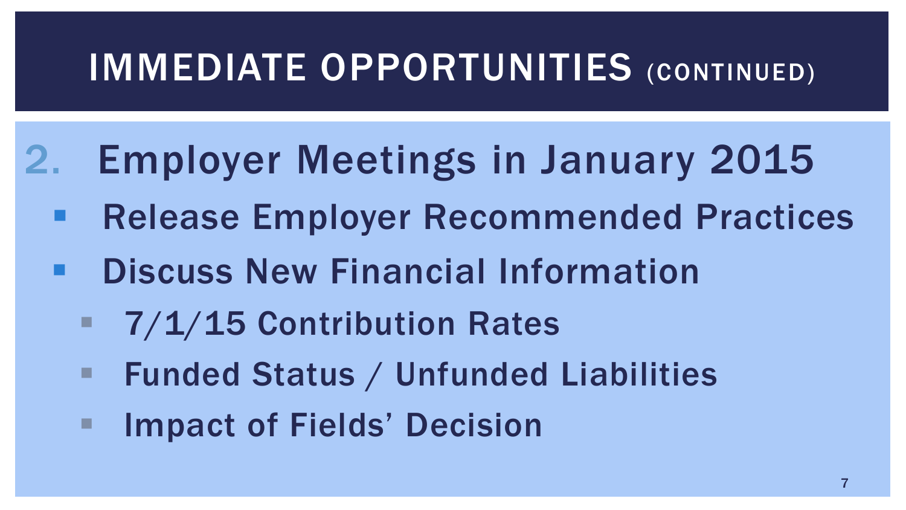# IMMEDIATE OPPORTUNITIES (CONTINUED)

2. Employer Meetings in January 2015
   - Release Employer Recommended Practices
   - Discuss New Financial Information
     - 7/1/15 Contribution Rates
     - Funded Status / Unfunded Liabilities
     - Impact of Fields' Decision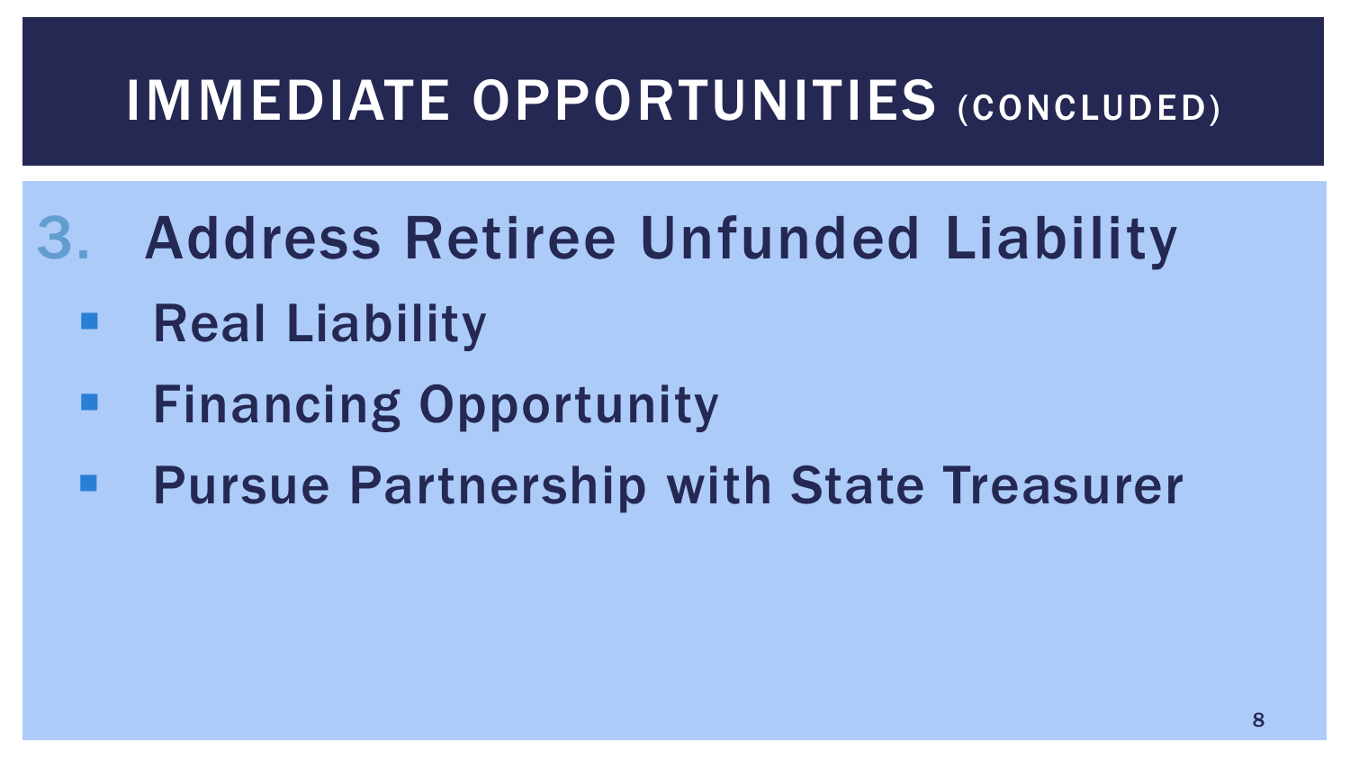# IMMEDIATE OPPORTUNITIES (CONCLUDED)

3. Address Retiree Unfunded Liability
   - Real Liability
   - Financing Opportunity
   - Pursue Partnership with State Treasurer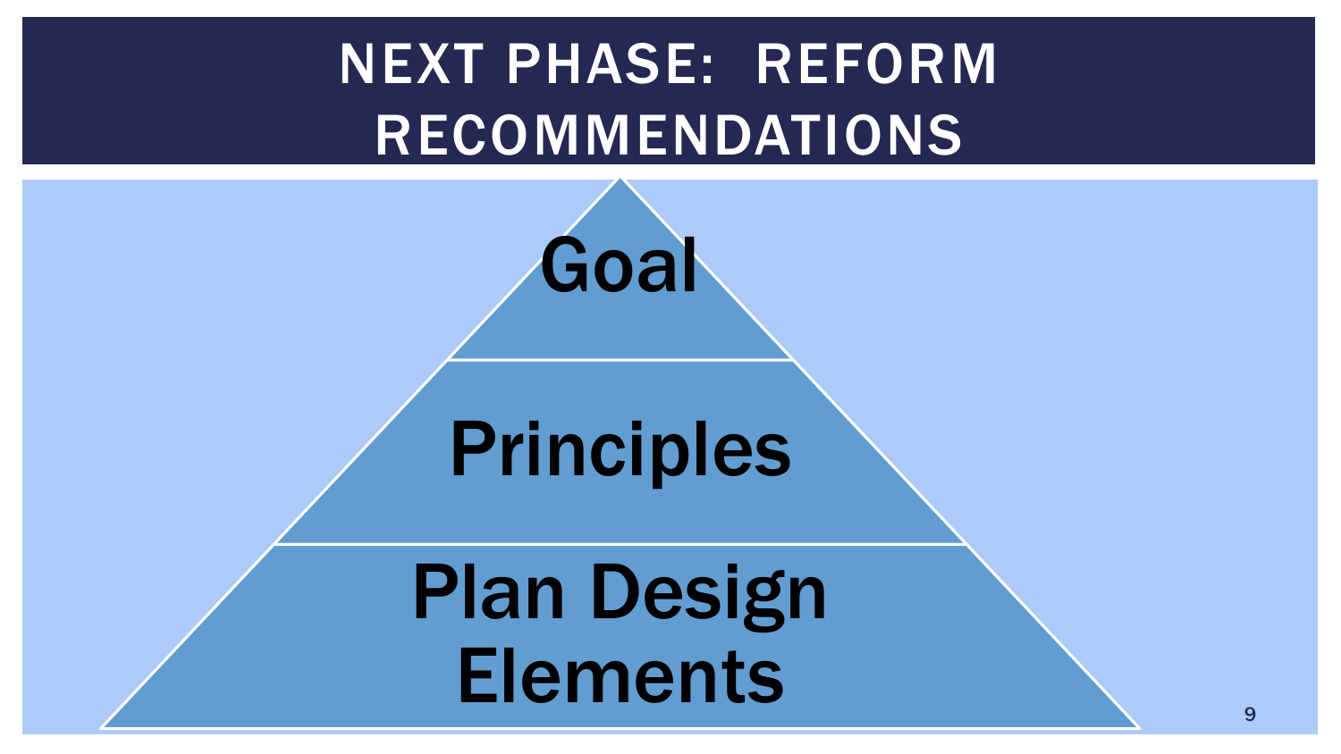# NEXT PHASE: REFORM RECOMMENDATIONS

- Goal
- Principles
- Plan Design Elements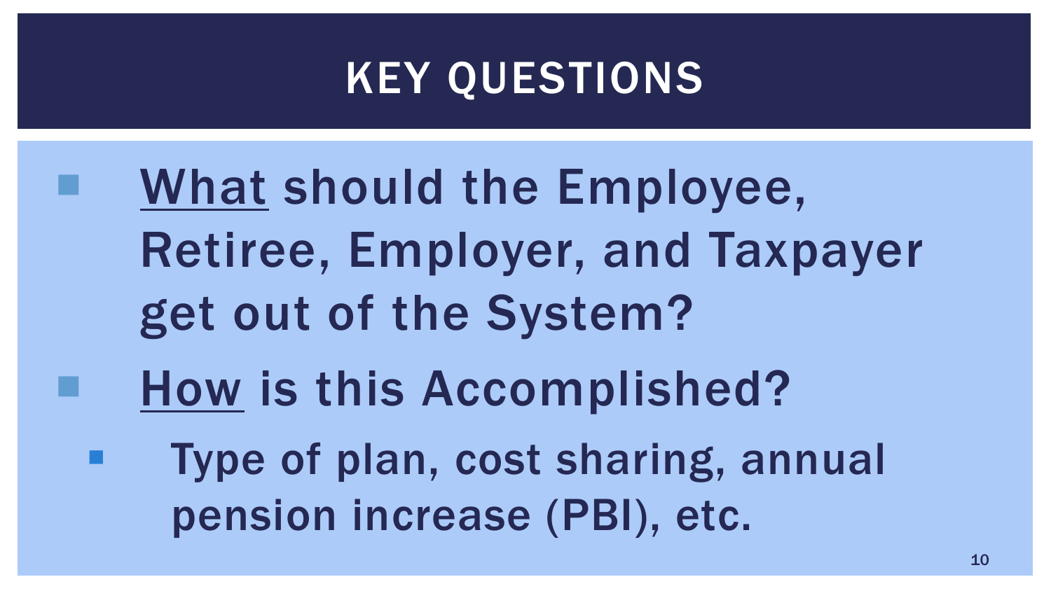# KEY QUESTIONS

- <u>What</u> should the Employee, Retiree, Employer, and Taxpayer get out of the System?
- <u>How</u> is this Accomplished?
  - Type of plan, cost sharing, annual pension increase (PBI), etc.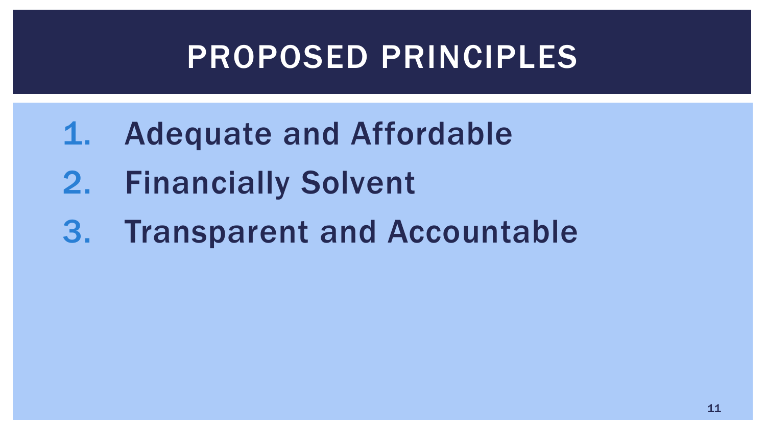# PROPOSED PRINCIPLES

1. **Adequate and Affordable**
2. **Financially Solvent**
3. **Transparent and Accountable**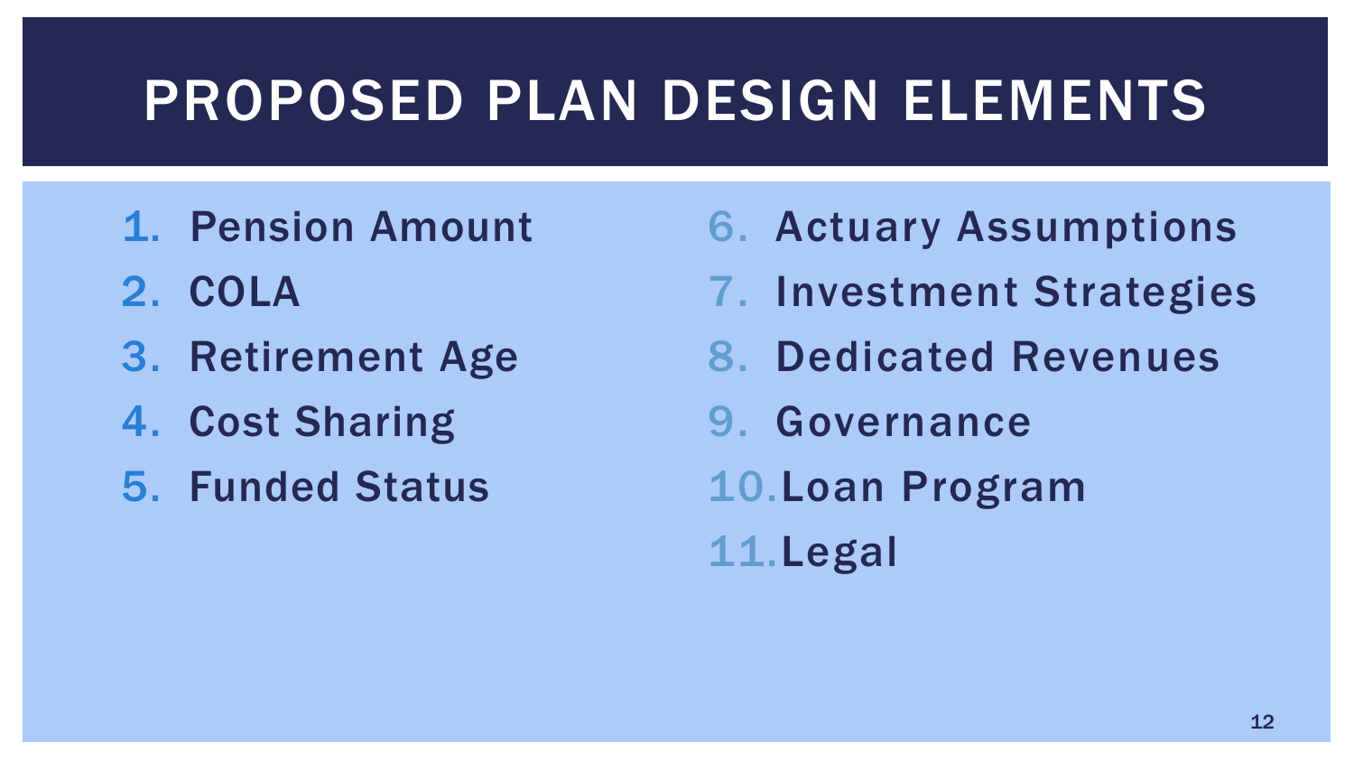# PROPOSED PLAN DESIGN ELEMENTS

1. Pension Amount
2. COLA
3. Retirement Age
4. Cost Sharing
5. Funded Status
6. Actuary Assumptions
7. Investment Strategies
8. Dedicated Revenues
9. Governance
10. Loan Program
11. Legal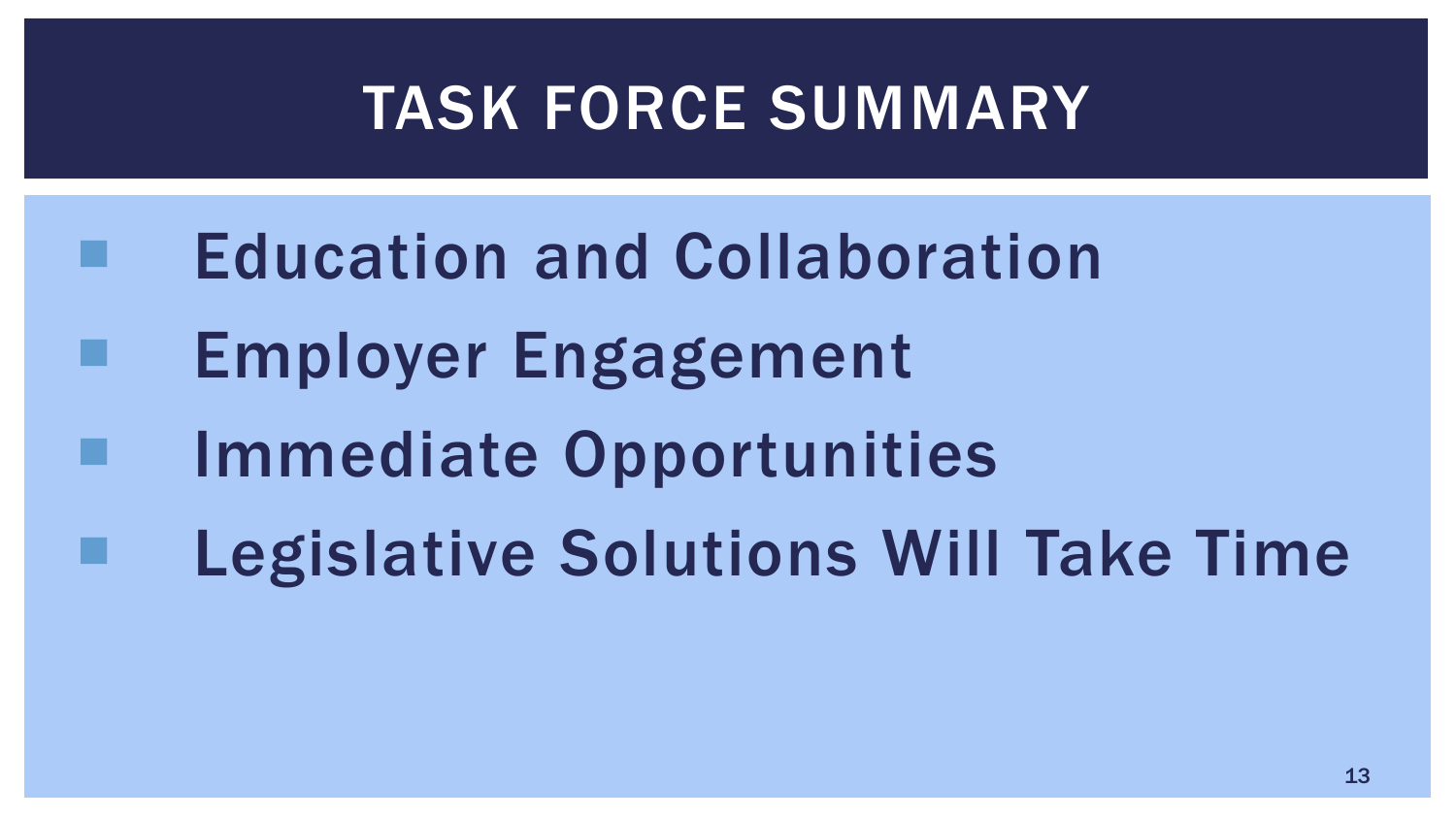# TASK FORCE SUMMARY

- Education and Collaboration
- Employer Engagement
- Immediate Opportunities
- Legislative Solutions Will Take Time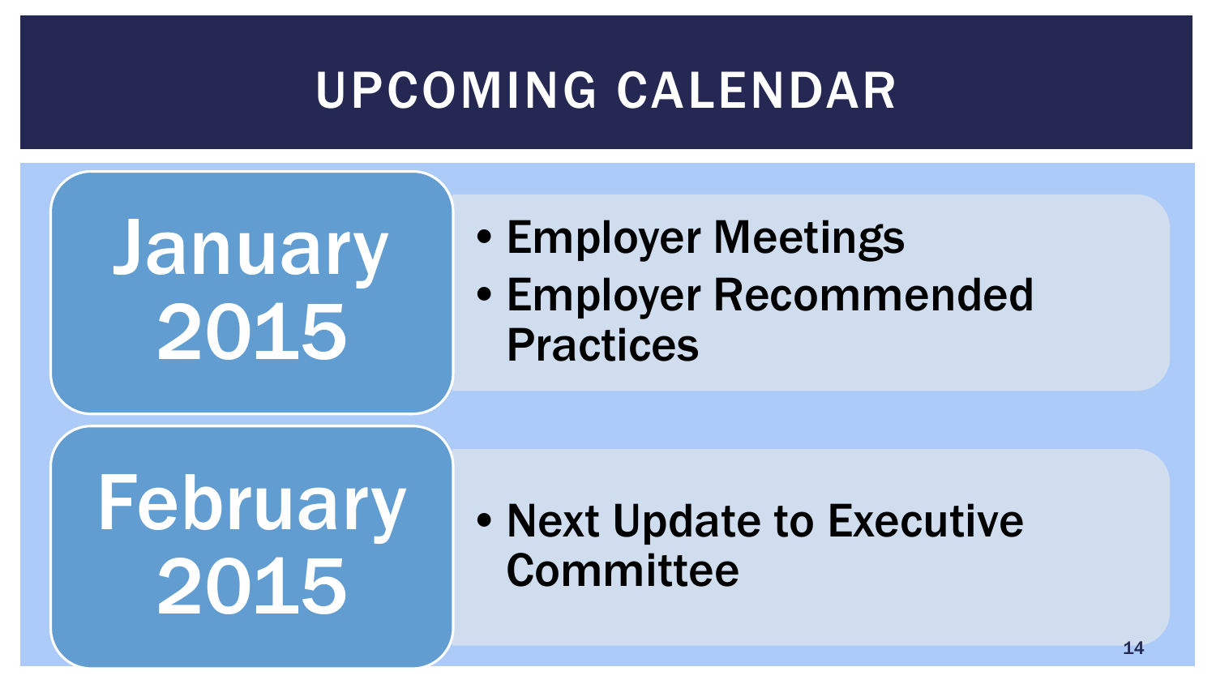# UPCOMING CALENDAR

## January 2015

- Employer Meetings
- Employer Recommended Practices

## February 2015

- Next Update to Executive Committee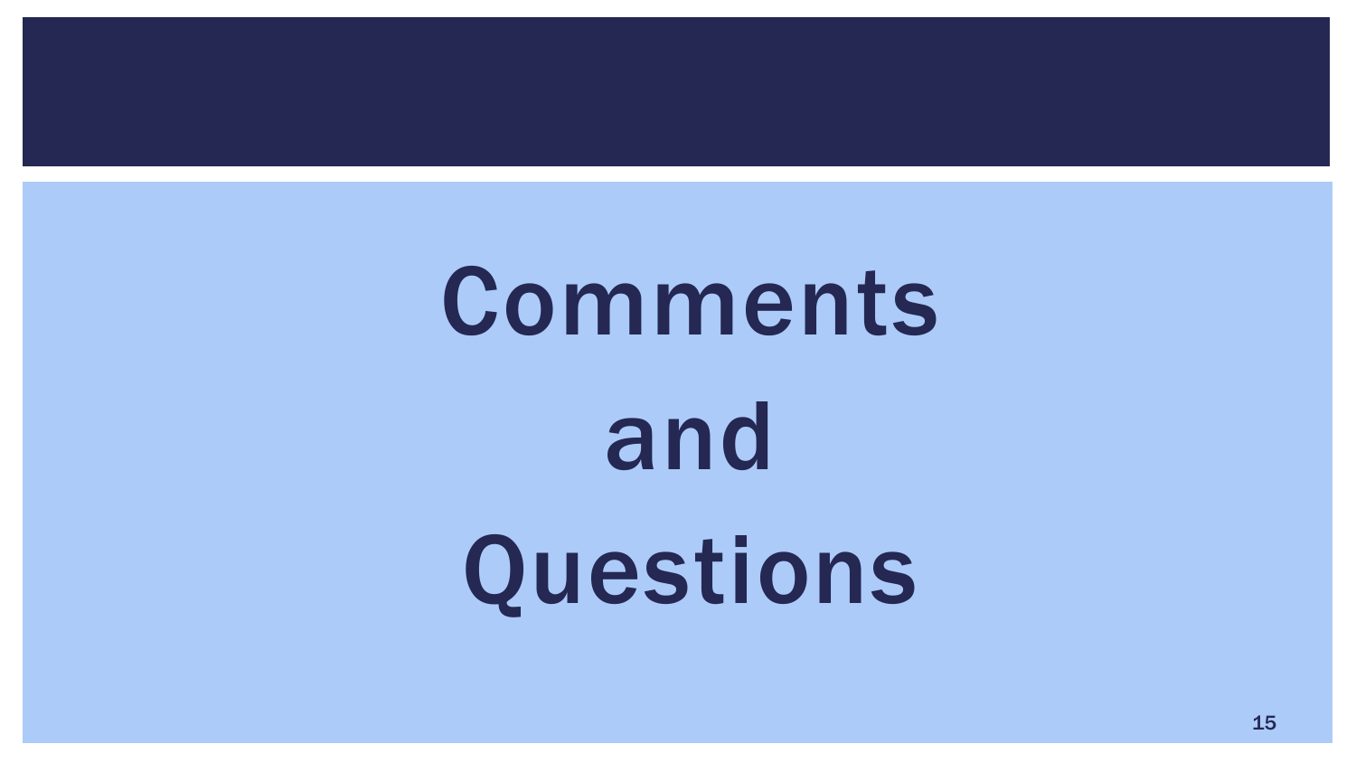# Comments and Questions